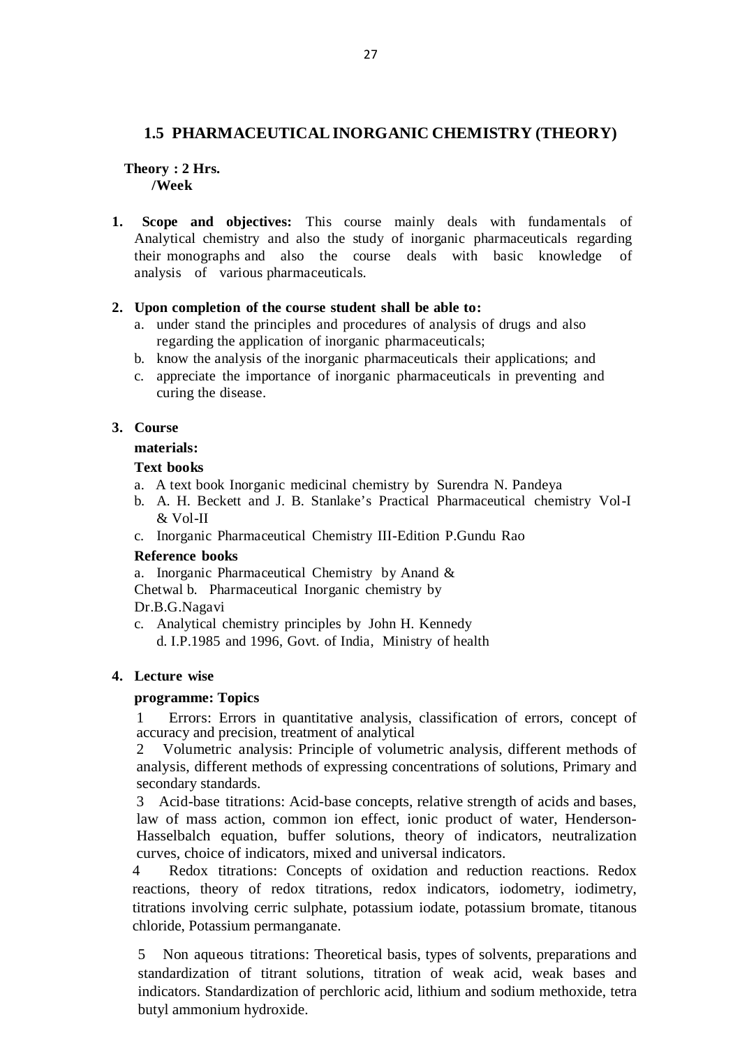## 1.5 PHARMACEUTICAL INORGANIC CHEMISTRY (THEORY)

**Theory : 2 Hrs. /Week**

1. **Scope and objectives:** This course mainly deals with fundamentals of Analytical chemistry and also the study of inorganic pharmaceuticals regarding their monographs and also the course deals with basic knowledge of analysis of various pharmaceuticals.

2. **Upon completion of the course student shall be able to:**
   a. under stand the principles and procedures of analysis of drugs and also regarding the application of inorganic pharmaceuticals;
   b. know the analysis of the inorganic pharmaceuticals their applications; and
   c. appreciate the importance of inorganic pharmaceuticals in preventing and curing the disease.

3. **Course materials:**

   **Text books**

   a. A text book Inorganic medicinal chemistry by Surendra N. Pandeya
   b. A. H. Beckett and J. B. Stanlake's Practical Pharmaceutical chemistry Vol-I & Vol-II
   c. Inorganic Pharmaceutical Chemistry III-Edition P.Gundu Rao

   **Reference books**

   a. Inorganic Pharmaceutical Chemistry by Anand & Chetwal
   b. Pharmaceutical Inorganic chemistry by Dr.B.G.Nagavi
   c. Analytical chemistry principles by John H. Kennedy
   d. I.P.1985 and 1996, Govt. of India, Ministry of health

4. **Lecture wise programme: Topics**

   1 Errors: Errors in quantitative analysis, classification of errors, concept of accuracy and precision, treatment of analytical

   2 Volumetric analysis: Principle of volumetric analysis, different methods of analysis, different methods of expressing concentrations of solutions, Primary and secondary standards.

   3 Acid-base titrations: Acid-base concepts, relative strength of acids and bases, law of mass action, common ion effect, ionic product of water, Henderson-Hasselbalch equation, buffer solutions, theory of indicators, neutralization curves, choice of indicators, mixed and universal indicators.

   4 Redox titrations: Concepts of oxidation and reduction reactions. Redox reactions, theory of redox titrations, redox indicators, iodometry, iodimetry, titrations involving cerric sulphate, potassium iodate, potassium bromate, titanous chloride, Potassium permanganate.

   5 Non aqueous titrations: Theoretical basis, types of solvents, preparations and standardization of titrant solutions, titration of weak acid, weak bases and indicators. Standardization of perchloric acid, lithium and sodium methoxide, tetra butyl ammonium hydroxide.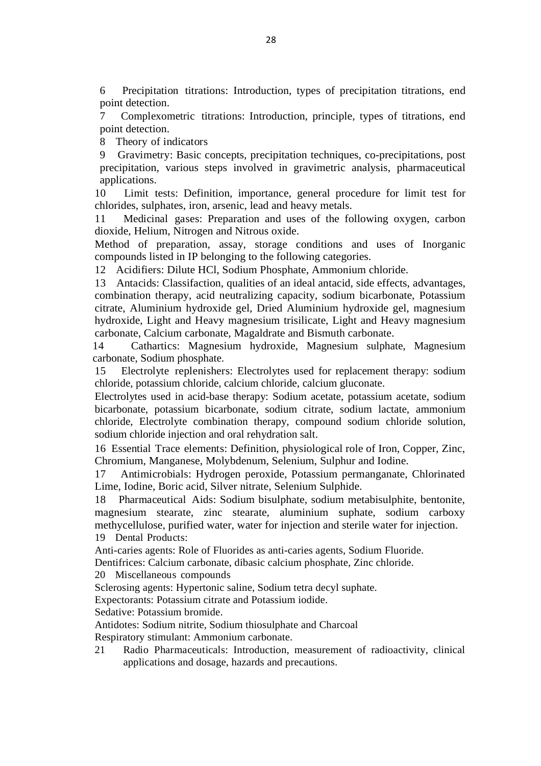6 Precipitation titrations: Introduction, types of precipitation titrations, end point detection.

7 Complexometric titrations: Introduction, principle, types of titrations, end point detection.

8 Theory of indicators

9 Gravimetry: Basic concepts, precipitation techniques, co-precipitations, post precipitation, various steps involved in gravimetric analysis, pharmaceutical applications.

10 Limit tests: Definition, importance, general procedure for limit test for chlorides, sulphates, iron, arsenic, lead and heavy metals.

11 Medicinal gases: Preparation and uses of the following oxygen, carbon dioxide, Helium, Nitrogen and Nitrous oxide.

Method of preparation, assay, storage conditions and uses of Inorganic compounds listed in IP belonging to the following categories.

12 Acidifiers: Dilute HCl, Sodium Phosphate, Ammonium chloride.

13 Antacids: Classifaction, qualities of an ideal antacid, side effects, advantages, combination therapy, acid neutralizing capacity, sodium bicarbonate, Potassium citrate, Aluminium hydroxide gel, Dried Aluminium hydroxide gel, magnesium hydroxide, Light and Heavy magnesium trisilicate, Light and Heavy magnesium carbonate, Calcium carbonate, Magaldrate and Bismuth carbonate.

14 Cathartics: Magnesium hydroxide, Magnesium sulphate, Magnesium carbonate, Sodium phosphate.

15 Electrolyte replenishers: Electrolytes used for replacement therapy: sodium chloride, potassium chloride, calcium chloride, calcium gluconate.

Electrolytes used in acid-base therapy: Sodium acetate, potassium acetate, sodium bicarbonate, potassium bicarbonate, sodium citrate, sodium lactate, ammonium chloride, Electrolyte combination therapy, compound sodium chloride solution, sodium chloride injection and oral rehydration salt.

16 Essential Trace elements: Definition, physiological role of Iron, Copper, Zinc, Chromium, Manganese, Molybdenum, Selenium, Sulphur and Iodine.

17 Antimicrobials: Hydrogen peroxide, Potassium permanganate, Chlorinated Lime, Iodine, Boric acid, Silver nitrate, Selenium Sulphide.

18 Pharmaceutical Aids: Sodium bisulphate, sodium metabisulphite, bentonite, magnesium stearate, zinc stearate, aluminium suphate, sodium carboxy methycellulose, purified water, water for injection and sterile water for injection.

19 Dental Products:

Anti-caries agents: Role of Fluorides as anti-caries agents, Sodium Fluoride.

Dentifrices: Calcium carbonate, dibasic calcium phosphate, Zinc chloride.

20 Miscellaneous compounds

Sclerosing agents: Hypertonic saline, Sodium tetra decyl suphate.

Expectorants: Potassium citrate and Potassium iodide.

Sedative: Potassium bromide.

Antidotes: Sodium nitrite, Sodium thiosulphate and Charcoal

Respiratory stimulant: Ammonium carbonate.

21 Radio Pharmaceuticals: Introduction, measurement of radioactivity, clinical applications and dosage, hazards and precautions.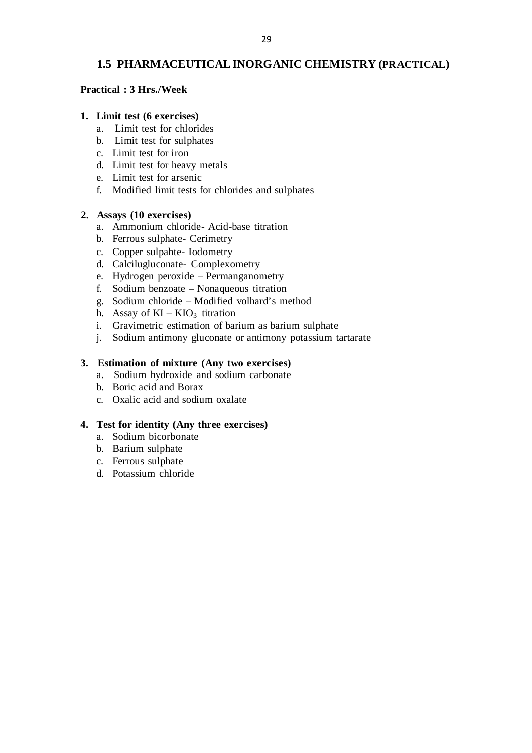## 1.5 PHARMACEUTICAL INORGANIC CHEMISTRY (PRACTICAL)

**Practical : 3 Hrs./Week**

1. **Limit test (6 exercises)**
   a. Limit test for chlorides
   b. Limit test for sulphates
   c. Limit test for iron
   d. Limit test for heavy metals
   e. Limit test for arsenic
   f. Modified limit tests for chlorides and sulphates

2. **Assays (10 exercises)**
   a. Ammonium chloride- Acid-base titration
   b. Ferrous sulphate- Cerimetry
   c. Copper sulpahte- Iodometry
   d. Calcilugluconate- Complexometry
   e. Hydrogen peroxide – Permanganometry
   f. Sodium benzoate – Nonaqueous titration
   g. Sodium chloride – Modified volhard's method
   h. Assay of KI – $KIO_3$ titration
   i. Gravimetric estimation of barium as barium sulphate
   j. Sodium antimony gluconate or antimony potassium tartarate

3. **Estimation of mixture (Any two exercises)**
   a. Sodium hydroxide and sodium carbonate
   b. Boric acid and Borax
   c. Oxalic acid and sodium oxalate

4. **Test for identity (Any three exercises)**
   a. Sodium bicorbonate
   b. Barium sulphate
   c. Ferrous sulphate
   d. Potassium chloride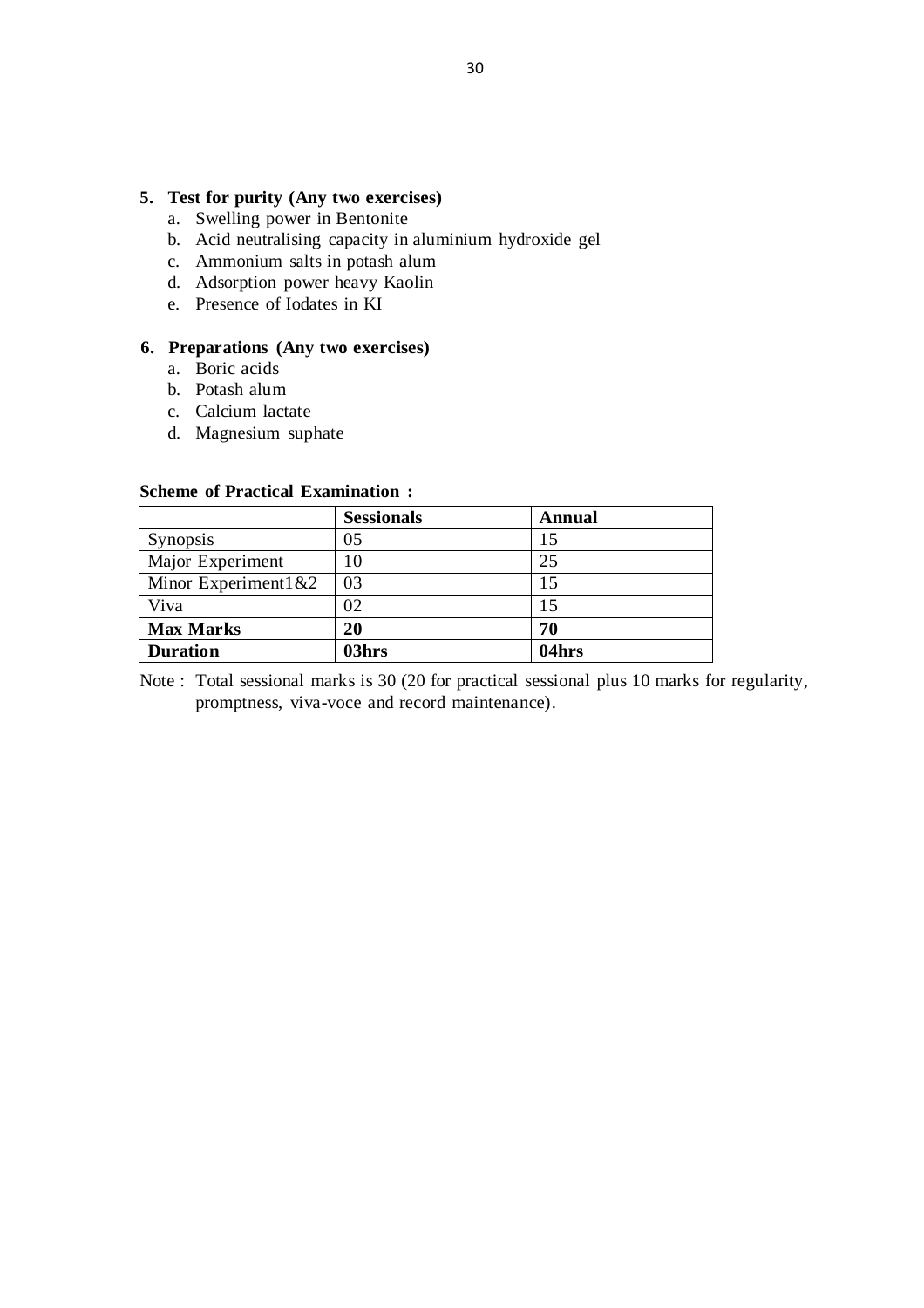**5. Test for purity (Any two exercises)**

a. Swelling power in Bentonite
b. Acid neutralising capacity in aluminium hydroxide gel
c. Ammonium salts in potash alum
d. Adsorption power heavy Kaolin
e. Presence of Iodates in KI

**6. Preparations (Any two exercises)**

a. Boric acids
b. Potash alum
c. Calcium lactate
d. Magnesium suphate

**Scheme of Practical Examination :**

| | **Sessionals** | **Annual** |
|---|---|---|
| Synopsis | 05 | 15 |
| Major Experiment | 10 | 25 |
| Minor Experiment1&2 | 03 | 15 |
| Viva | 02 | 15 |
| **Max Marks** | **20** | **70** |
| **Duration** | **03hrs** | **04hrs** |

Note : Total sessional marks is 30 (20 for practical sessional plus 10 marks for regularity, promptness, viva-voce and record maintenance).